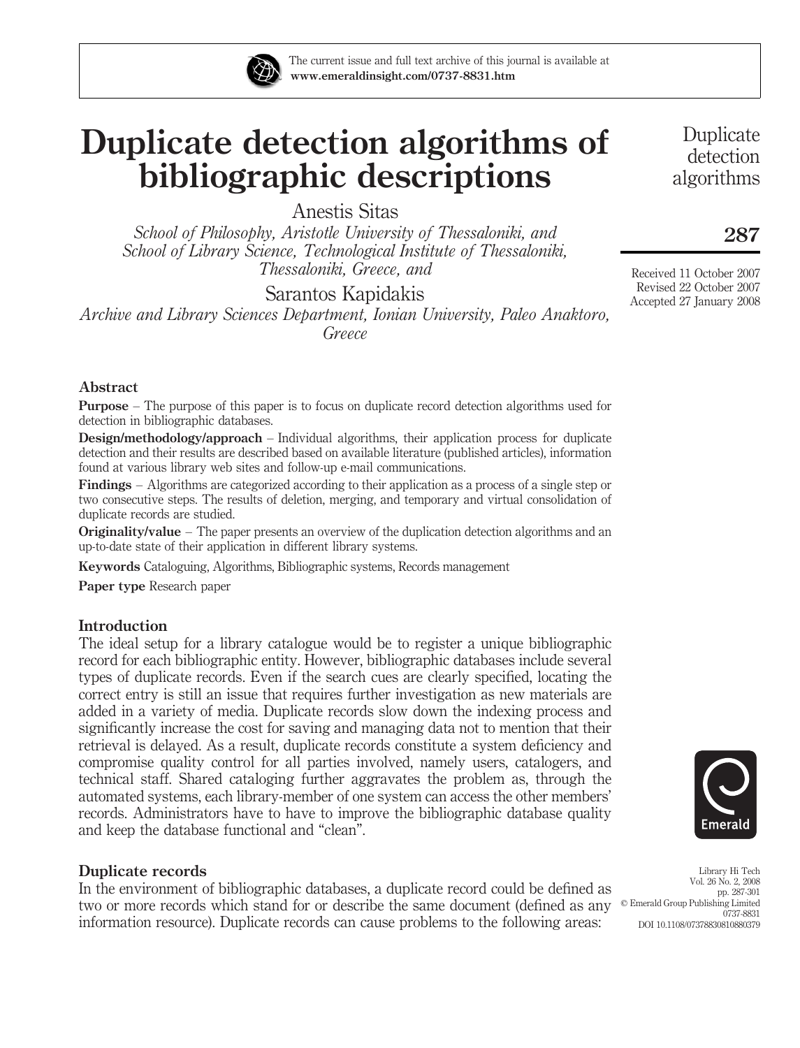The current issue and full text archive of this journal is available at **www.emeraldinsight.com/0737-8831.htm**

# Duplicate detection algorithms of bibliographic descriptions

Anestis Sitas

*School of Philosophy, Aristotle University of Thessaloniki, and School of Library Science, Technological Institute of Thessaloniki, Thessaloniki, Greece, and*

Sarantos Kapidakis

*Archive and Library Sciences Department, Ionian University, Paleo Anaktoro, Greece*

Received 11 October 2007
Revised 22 October 2007
Accepted 27 January 2008

## Abstract

**Purpose** – The purpose of this paper is to focus on duplicate record detection algorithms used for detection in bibliographic databases.

**Design/methodology/approach** – Individual algorithms, their application process for duplicate detection and their results are described based on available literature (published articles), information found at various library web sites and follow-up e-mail communications.

**Findings** – Algorithms are categorized according to their application as a process of a single step or two consecutive steps. The results of deletion, merging, and temporary and virtual consolidation of duplicate records are studied.

**Originality/value** – The paper presents an overview of the duplication detection algorithms and an up-to-date state of their application in different library systems.

**Keywords** Cataloguing, Algorithms, Bibliographic systems, Records management

**Paper type** Research paper

## Introduction

The ideal setup for a library catalogue would be to register a unique bibliographic record for each bibliographic entity. However, bibliographic databases include several types of duplicate records. Even if the search cues are clearly specified, locating the correct entry is still an issue that requires further investigation as new materials are added in a variety of media. Duplicate records slow down the indexing process and significantly increase the cost for saving and managing data not to mention that their retrieval is delayed. As a result, duplicate records constitute a system deficiency and compromise quality control for all parties involved, namely users, catalogers, and technical staff. Shared cataloging further aggravates the problem as, through the automated systems, each library-member of one system can access the other members' records. Administrators have to have to improve the bibliographic database quality and keep the database functional and "clean".

## Duplicate records

In the environment of bibliographic databases, a duplicate record could be defined as two or more records which stand for or describe the same document (defined as any information resource). Duplicate records can cause problems to the following areas:

Library Hi Tech
Vol. 26 No. 2, 2008
pp. 287-301
© Emerald Group Publishing Limited
0737-8831
DOI 10.1108/07378830810880379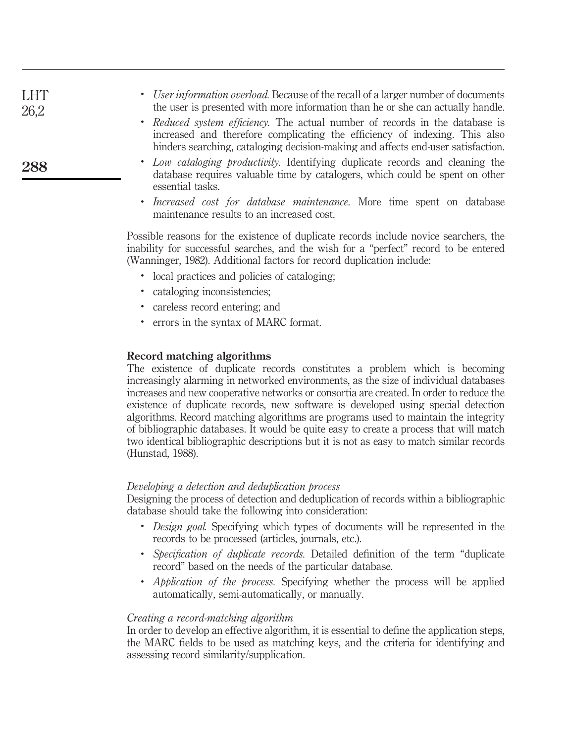- *User information overload*. Because of the recall of a larger number of documents the user is presented with more information than he or she can actually handle.
- *Reduced system efficiency*. The actual number of records in the database is increased and therefore complicating the efficiency of indexing. This also hinders searching, cataloging decision-making and affects end-user satisfaction.
- *Low cataloging productivity*. Identifying duplicate records and cleaning the database requires valuable time by catalogers, which could be spent on other essential tasks.
- *Increased cost for database maintenance*. More time spent on database maintenance results to an increased cost.

Possible reasons for the existence of duplicate records include novice searchers, the inability for successful searches, and the wish for a "perfect" record to be entered (Wanninger, 1982). Additional factors for record duplication include:

- local practices and policies of cataloging;
- cataloging inconsistencies;
- careless record entering; and
- errors in the syntax of MARC format.

## Record matching algorithms

The existence of duplicate records constitutes a problem which is becoming increasingly alarming in networked environments, as the size of individual databases increases and new cooperative networks or consortia are created. In order to reduce the existence of duplicate records, new software is developed using special detection algorithms. Record matching algorithms are programs used to maintain the integrity of bibliographic databases. It would be quite easy to create a process that will match two identical bibliographic descriptions but it is not as easy to match similar records (Hunstad, 1988).

### *Developing a detection and deduplication process*

Designing the process of detection and deduplication of records within a bibliographic database should take the following into consideration:

- *Design goal*. Specifying which types of documents will be represented in the records to be processed (articles, journals, etc.).
- *Specification of duplicate records*. Detailed definition of the term "duplicate record" based on the needs of the particular database.
- *Application of the process*. Specifying whether the process will be applied automatically, semi-automatically, or manually.

### *Creating a record-matching algorithm*

In order to develop an effective algorithm, it is essential to define the application steps, the MARC fields to be used as matching keys, and the criteria for identifying and assessing record similarity/supplication.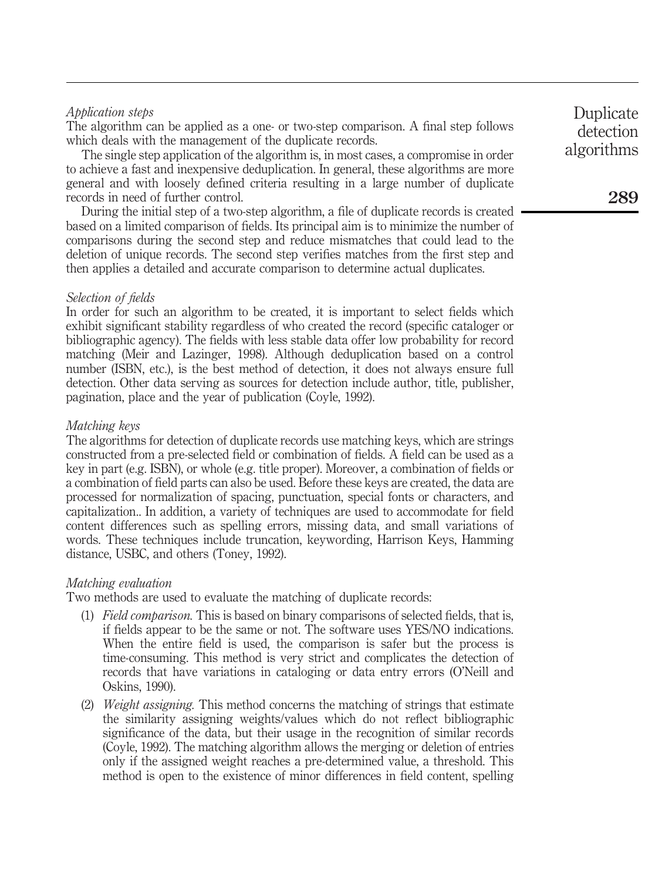*Application steps*

The algorithm can be applied as a one- or two-step comparison. A final step follows which deals with the management of the duplicate records.

The single step application of the algorithm is, in most cases, a compromise in order to achieve a fast and inexpensive deduplication. In general, these algorithms are more general and with loosely defined criteria resulting in a large number of duplicate records in need of further control.

During the initial step of a two-step algorithm, a file of duplicate records is created based on a limited comparison of fields. Its principal aim is to minimize the number of comparisons during the second step and reduce mismatches that could lead to the deletion of unique records. The second step verifies matches from the first step and then applies a detailed and accurate comparison to determine actual duplicates.

*Selection of fields*

In order for such an algorithm to be created, it is important to select fields which exhibit significant stability regardless of who created the record (specific cataloger or bibliographic agency). The fields with less stable data offer low probability for record matching (Meir and Lazinger, 1998). Although deduplication based on a control number (ISBN, etc.), is the best method of detection, it does not always ensure full detection. Other data serving as sources for detection include author, title, publisher, pagination, place and the year of publication (Coyle, 1992).

*Matching keys*

The algorithms for detection of duplicate records use matching keys, which are strings constructed from a pre-selected field or combination of fields. A field can be used as a key in part (e.g. ISBN), or whole (e.g. title proper). Moreover, a combination of fields or a combination of field parts can also be used. Before these keys are created, the data are processed for normalization of spacing, punctuation, special fonts or characters, and capitalization.. In addition, a variety of techniques are used to accommodate for field content differences such as spelling errors, missing data, and small variations of words. These techniques include truncation, keywording, Harrison Keys, Hamming distance, USBC, and others (Toney, 1992).

*Matching evaluation*

Two methods are used to evaluate the matching of duplicate records:

(1) *Field comparison*. This is based on binary comparisons of selected fields, that is, if fields appear to be the same or not. The software uses YES/NO indications. When the entire field is used, the comparison is safer but the process is time-consuming. This method is very strict and complicates the detection of records that have variations in cataloging or data entry errors (O'Neill and Oskins, 1990).

(2) *Weight assigning*. This method concerns the matching of strings that estimate the similarity assigning weights/values which do not reflect bibliographic significance of the data, but their usage in the recognition of similar records (Coyle, 1992). The matching algorithm allows the merging or deletion of entries only if the assigned weight reaches a pre-determined value, a threshold. This method is open to the existence of minor differences in field content, spelling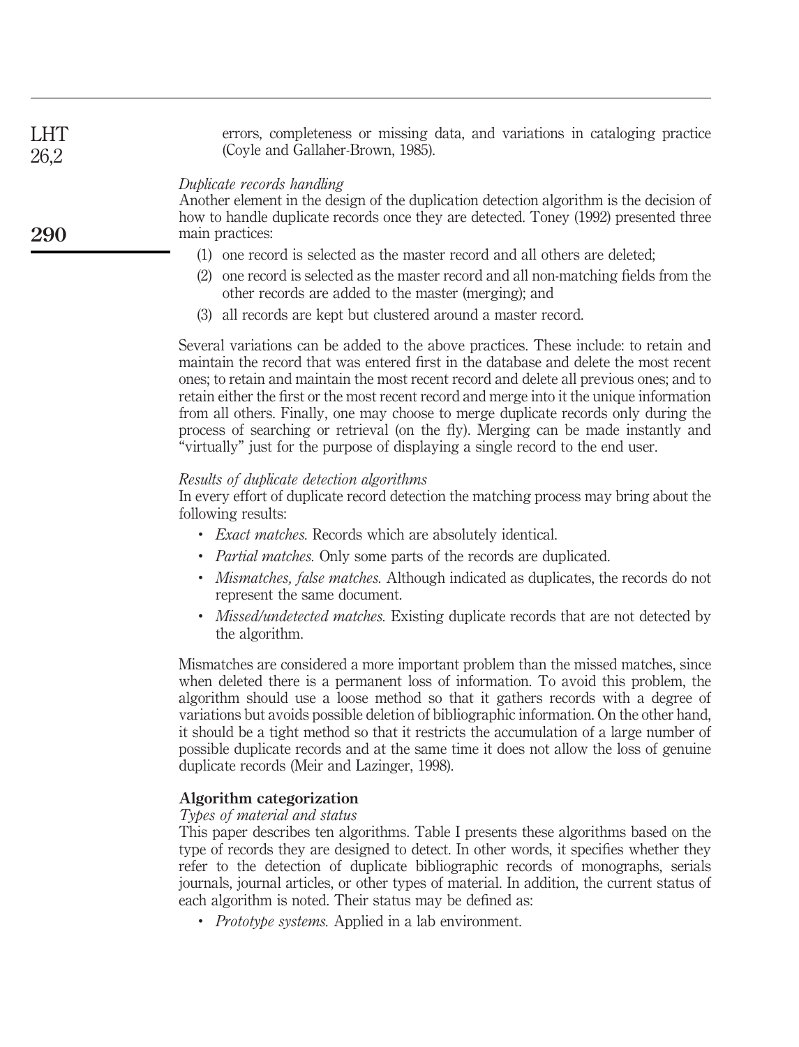errors, completeness or missing data, and variations in cataloging practice (Coyle and Gallaher-Brown, 1985).

*Duplicate records handling*

Another element in the design of the duplication detection algorithm is the decision of how to handle duplicate records once they are detected. Toney (1992) presented three main practices:

1. one record is selected as the master record and all others are deleted;
2. one record is selected as the master record and all non-matching fields from the other records are added to the master (merging); and
3. all records are kept but clustered around a master record.

Several variations can be added to the above practices. These include: to retain and maintain the record that was entered first in the database and delete the most recent ones; to retain and maintain the most recent record and delete all previous ones; and to retain either the first or the most recent record and merge into it the unique information from all others. Finally, one may choose to merge duplicate records only during the process of searching or retrieval (on the fly). Merging can be made instantly and "virtually" just for the purpose of displaying a single record to the end user.

*Results of duplicate detection algorithms*

In every effort of duplicate record detection the matching process may bring about the following results:

- *Exact matches.* Records which are absolutely identical.
- *Partial matches.* Only some parts of the records are duplicated.
- *Mismatches, false matches.* Although indicated as duplicates, the records do not represent the same document.
- *Missed/undetected matches.* Existing duplicate records that are not detected by the algorithm.

Mismatches are considered a more important problem than the missed matches, since when deleted there is a permanent loss of information. To avoid this problem, the algorithm should use a loose method so that it gathers records with a degree of variations but avoids possible deletion of bibliographic information. On the other hand, it should be a tight method so that it restricts the accumulation of a large number of possible duplicate records and at the same time it does not allow the loss of genuine duplicate records (Meir and Lazinger, 1998).

## Algorithm categorization

*Types of material and status*

This paper describes ten algorithms. Table I presents these algorithms based on the type of records they are designed to detect. In other words, it specifies whether they refer to the detection of duplicate bibliographic records of monographs, serials journals, journal articles, or other types of material. In addition, the current status of each algorithm is noted. Their status may be defined as:

- *Prototype systems.* Applied in a lab environment.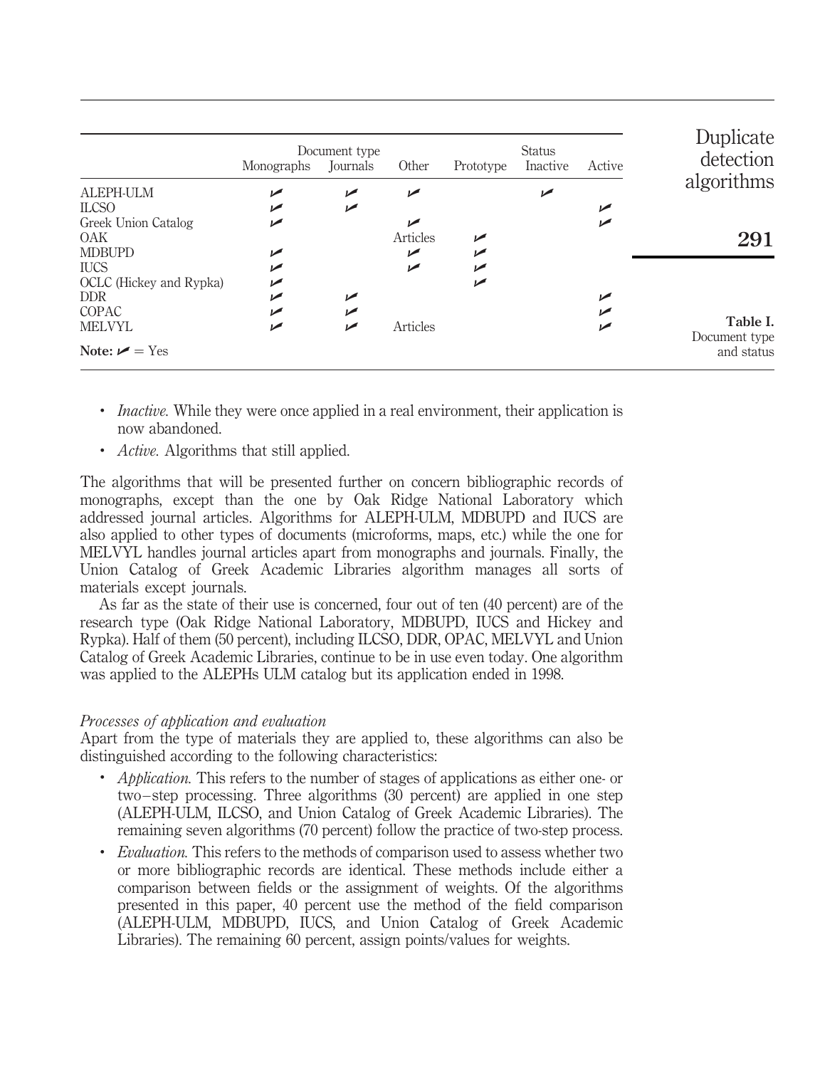**Table I.** Document type and status

| | Document type | | | Status | | |
|---|---|---|---|---|---|---|
| | Monographs | Journals | Other | Prototype | Inactive | Active |
| ALEPH-ULM | ✓ | ✓ | ✓ | | ✓ | |
| ILCSO | ✓ | ✓ | | | | ✓ |
| Greek Union Catalog | ✓ | | ✓ | | | ✓ |
| OAK | | | Articles | ✓ | | |
| MDBUPD | ✓ | | ✓ | ✓ | | |
| IUCS | ✓ | | ✓ | ✓ | | |
| OCLC (Hickey and Rypka) | ✓ | | | ✓ | | |
| DDR | ✓ | ✓ | | | | ✓ |
| COPAC | ✓ | ✓ | | | | ✓ |
| MELVYL | ✓ | ✓ | Articles | | | ✓ |

**Note:** ✓ = Yes

- *Inactive.* While they were once applied in a real environment, their application is now abandoned.
- *Active.* Algorithms that still applied.

The algorithms that will be presented further on concern bibliographic records of monographs, except than the one by Oak Ridge National Laboratory which addressed journal articles. Algorithms for ALEPH-ULM, MDBUPD and IUCS are also applied to other types of documents (microforms, maps, etc.) while the one for MELVYL handles journal articles apart from monographs and journals. Finally, the Union Catalog of Greek Academic Libraries algorithm manages all sorts of materials except journals.

As far as the state of their use is concerned, four out of ten (40 percent) are of the research type (Oak Ridge National Laboratory, MDBUPD, IUCS and Hickey and Rypka). Half of them (50 percent), including ILCSO, DDR, OPAC, MELVYL and Union Catalog of Greek Academic Libraries, continue to be in use even today. One algorithm was applied to the ALEPHs ULM catalog but its application ended in 1998.

### *Processes of application and evaluation*

Apart from the type of materials they are applied to, these algorithms can also be distinguished according to the following characteristics:

- *Application.* This refers to the number of stages of applications as either one- or two–step processing. Three algorithms (30 percent) are applied in one step (ALEPH-ULM, ILCSO, and Union Catalog of Greek Academic Libraries). The remaining seven algorithms (70 percent) follow the practice of two-step process.
- *Evaluation.* This refers to the methods of comparison used to assess whether two or more bibliographic records are identical. These methods include either a comparison between fields or the assignment of weights. Of the algorithms presented in this paper, 40 percent use the method of the field comparison (ALEPH-ULM, MDBUPD, IUCS, and Union Catalog of Greek Academic Libraries). The remaining 60 percent, assign points/values for weights.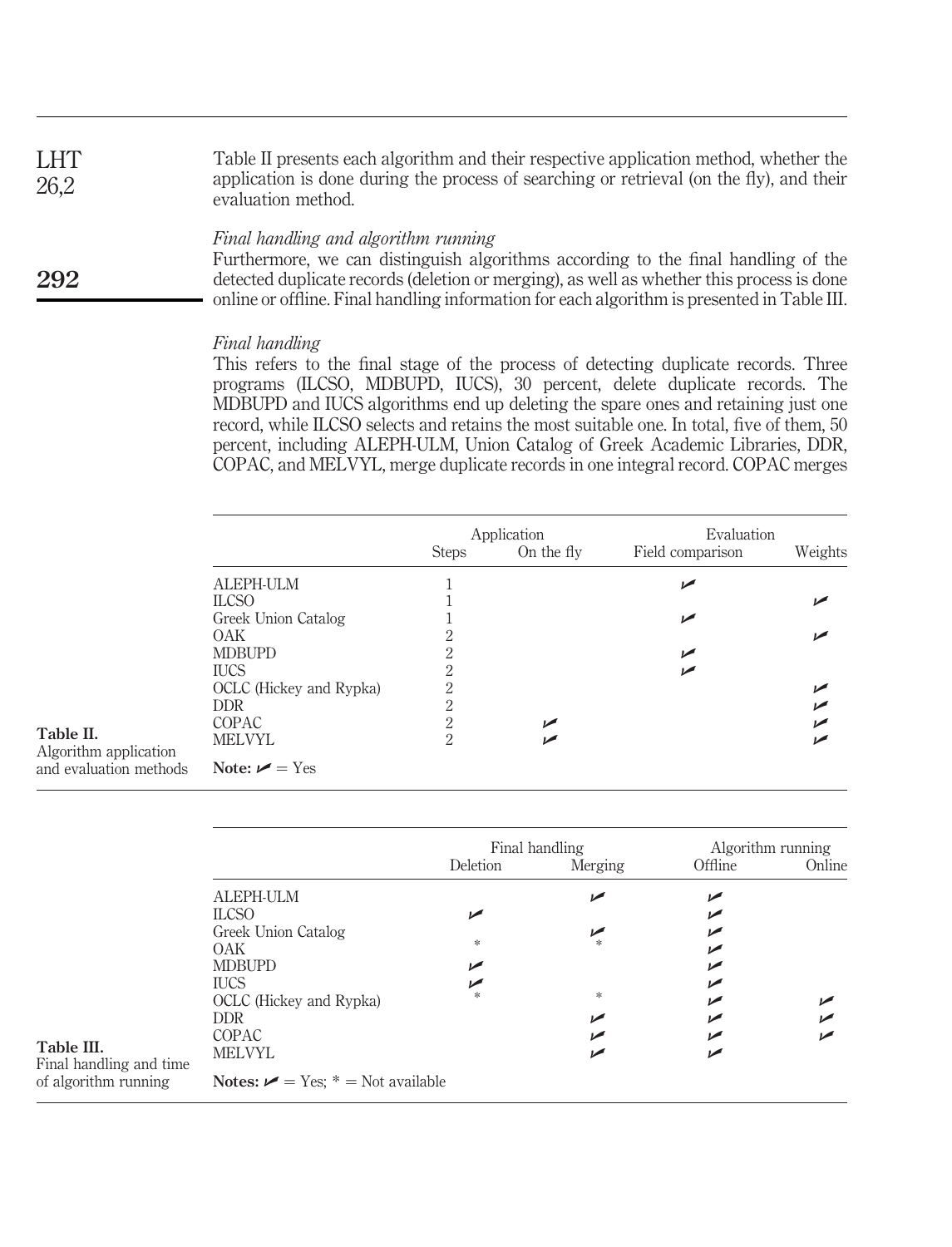Table II presents each algorithm and their respective application method, whether the application is done during the process of searching or retrieval (on the fly), and their evaluation method.

### *Final handling and algorithm running*

Furthermore, we can distinguish algorithms according to the final handling of the detected duplicate records (deletion or merging), as well as whether this process is done online or offline. Final handling information for each algorithm is presented in Table III.

### *Final handling*

This refers to the final stage of the process of detecting duplicate records. Three programs (ILCSO, MDBUPD, IUCS), 30 percent, delete duplicate records. The MDBUPD and IUCS algorithms end up deleting the spare ones and retaining just one record, while ILCSO selects and retains the most suitable one. In total, five of them, 50 percent, including ALEPH-ULM, Union Catalog of Greek Academic Libraries, DDR, COPAC, and MELVYL, merge duplicate records in one integral record. COPAC merges

**Table II.** Algorithm application and evaluation methods

| | Application | | Evaluation | |
|---|---|---|---|---|
| | Steps | On the fly | Field comparison | Weights |
| ALEPH-ULM | 1 | | ✓ | |
| ILCSO | 1 | | | ✓ |
| Greek Union Catalog | 1 | | ✓ | |
| OAK | 2 | | | ✓ |
| MDBUPD | 2 | | ✓ | |
| IUCS | 2 | | ✓ | |
| OCLC (Hickey and Rypka) | 2 | | | ✓ |
| DDR | 2 | | | ✓ |
| COPAC | 2 | ✓ | | ✓ |
| MELVYL | 2 | ✓ | | ✓ |

**Note:** ✓ = Yes

**Table III.** Final handling and time of algorithm running

| | Final handling | | Algorithm running | |
|---|---|---|---|---|
| | Deletion | Merging | Offline | Online |
| ALEPH-ULM | | ✓ | ✓ | |
| ILCSO | ✓ | | ✓ | |
| Greek Union Catalog | | ✓ | ✓ | |
| OAK | * | * | ✓ | |
| MDBUPD | ✓ | | ✓ | |
| IUCS | ✓ | | ✓ | |
| OCLC (Hickey and Rypka) | * | * | ✓ | ✓ |
| DDR | | ✓ | ✓ | ✓ |
| COPAC | | ✓ | ✓ | ✓ |
| MELVYL | | ✓ | ✓ | |

**Notes:** ✓ = Yes; * = Not available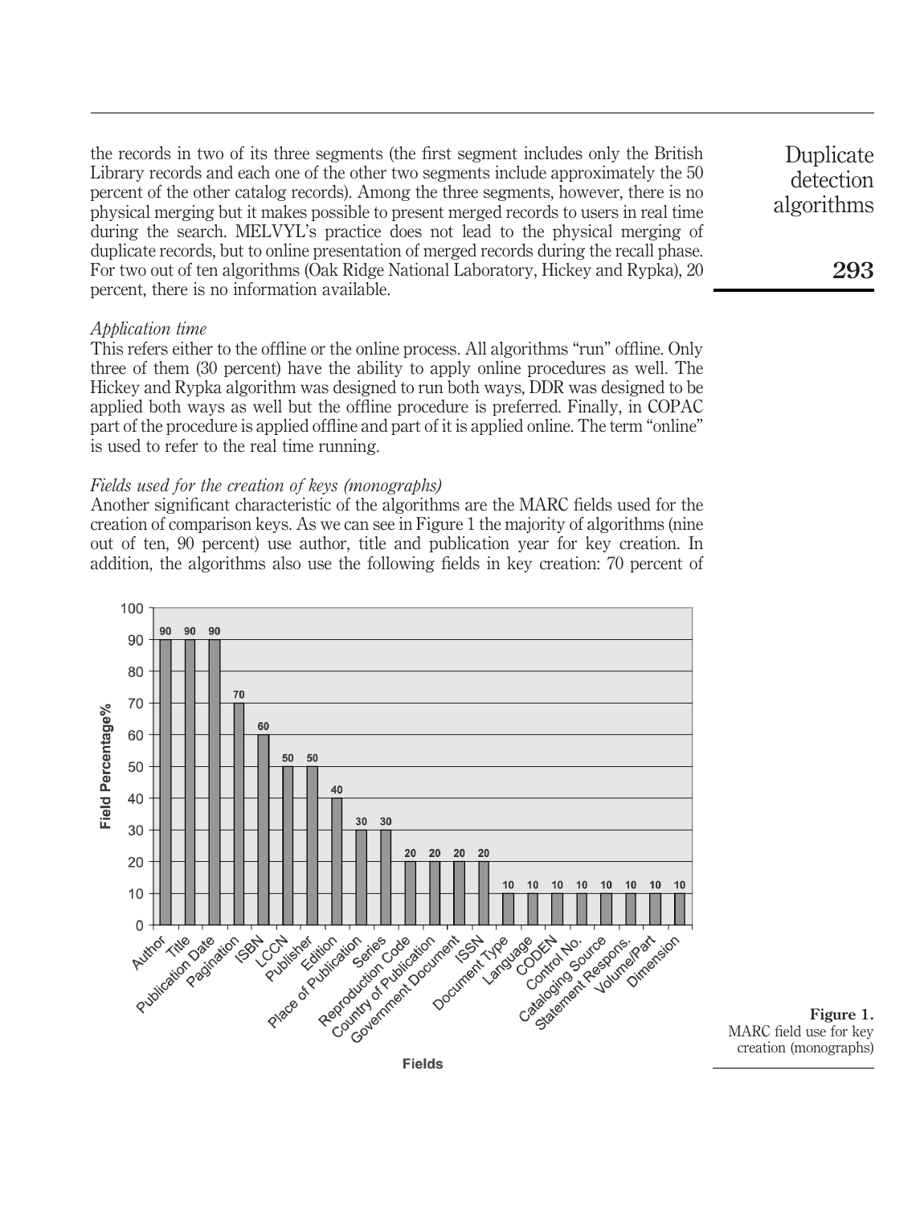the records in two of its three segments (the first segment includes only the British Library records and each one of the other two segments include approximately the 50 percent of the other catalog records). Among the three segments, however, there is no physical merging but it makes possible to present merged records to users in real time during the search. MELVYL's practice does not lead to the physical merging of duplicate records, but to online presentation of merged records during the recall phase. For two out of ten algorithms (Oak Ridge National Laboratory, Hickey and Rypka), 20 percent, there is no information available.

### *Application time*

This refers either to the offline or the online process. All algorithms "run" offline. Only three of them (30 percent) have the ability to apply online procedures as well. The Hickey and Rypka algorithm was designed to run both ways, DDR was designed to be applied both ways as well but the offline procedure is preferred. Finally, in COPAC part of the procedure is applied offline and part of it is applied online. The term "online" is used to refer to the real time running.

### *Fields used for the creation of keys (monographs)*

Another significant characteristic of the algorithms are the MARC fields used for the creation of comparison keys. As we can see in Figure 1 the majority of algorithms (nine out of ten, 90 percent) use author, title and publication year for key creation. In addition, the algorithms also use the following fields in key creation: 70 percent of

| Fields | Field Percentage% |
|---|---|
| Author | 90 |
| Title | 90 |
| Publication Date | 90 |
| Pagination | 70 |
| ISBN | 60 |
| LCCN | 50 |
| Publisher | 50 |
| Edition | 40 |
| Place of Publication | 30 |
| Series | 30 |
| Reproduction Code | 20 |
| Country of Publication | 20 |
| Government Document | 20 |
| ISSN | 20 |
| Document Type | 10 |
| Language | 10 |
| CODEN | 10 |
| Control No. | 10 |
| Cataloging Source | 10 |
| Statement Respons. | 10 |
| Volume/Part | 10 |
| Dimension | 10 |

**Figure 1.** MARC field use for key creation (monographs)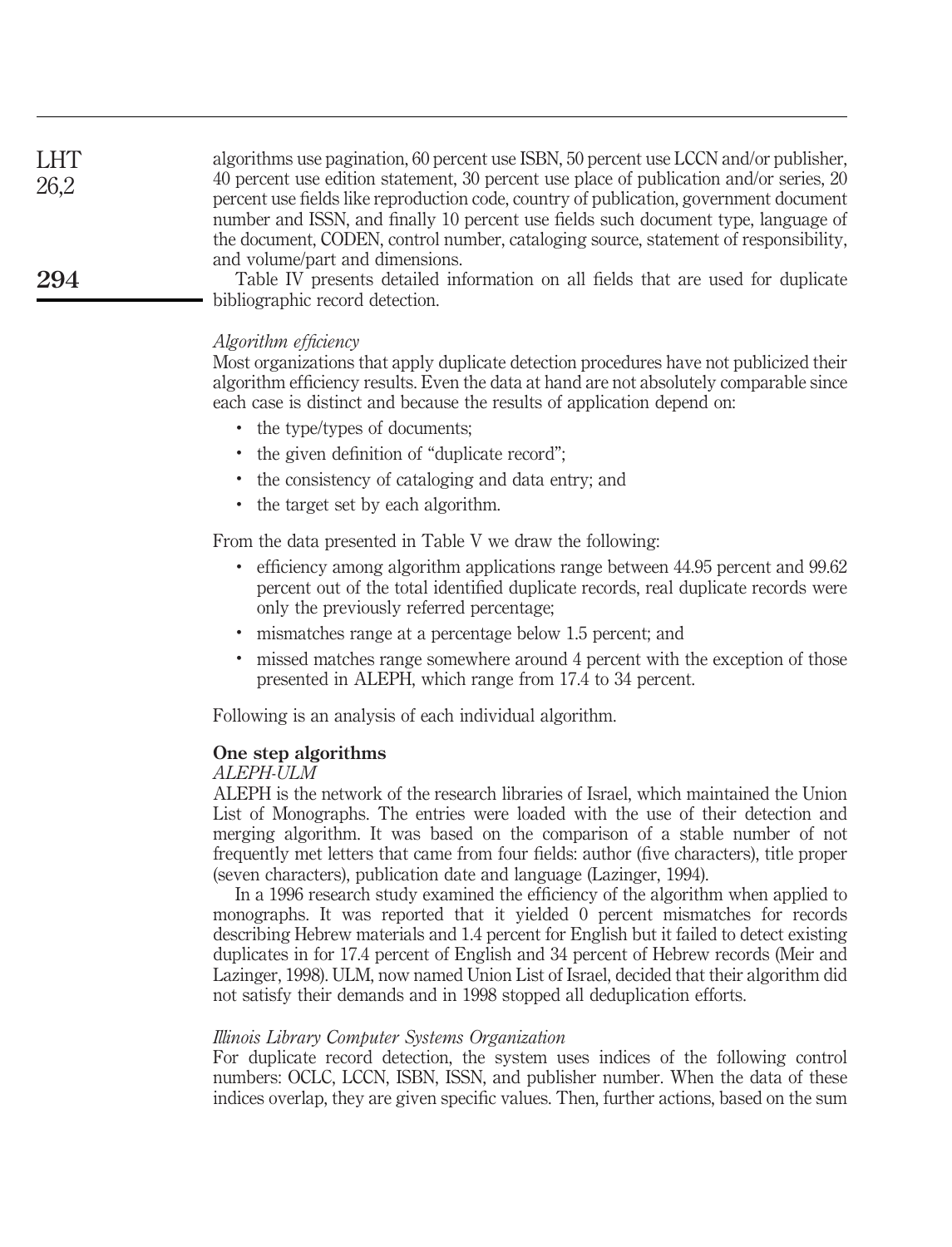algorithms use pagination, 60 percent use ISBN, 50 percent use LCCN and/or publisher, 40 percent use edition statement, 30 percent use place of publication and/or series, 20 percent use fields like reproduction code, country of publication, government document number and ISSN, and finally 10 percent use fields such document type, language of the document, CODEN, control number, cataloging source, statement of responsibility, and volume/part and dimensions.

Table IV presents detailed information on all fields that are used for duplicate bibliographic record detection.

*Algorithm efficiency*

Most organizations that apply duplicate detection procedures have not publicized their algorithm efficiency results. Even the data at hand are not absolutely comparable since each case is distinct and because the results of application depend on:

- the type/types of documents;
- the given definition of "duplicate record";
- the consistency of cataloging and data entry; and
- the target set by each algorithm.

From the data presented in Table V we draw the following:

- efficiency among algorithm applications range between 44.95 percent and 99.62 percent out of the total identified duplicate records, real duplicate records were only the previously referred percentage;
- mismatches range at a percentage below 1.5 percent; and
- missed matches range somewhere around 4 percent with the exception of those presented in ALEPH, which range from 17.4 to 34 percent.

Following is an analysis of each individual algorithm.

## One step algorithms

*ALEPH-ULM*

ALEPH is the network of the research libraries of Israel, which maintained the Union List of Monographs. The entries were loaded with the use of their detection and merging algorithm. It was based on the comparison of a stable number of not frequently met letters that came from four fields: author (five characters), title proper (seven characters), publication date and language (Lazinger, 1994).

In a 1996 research study examined the efficiency of the algorithm when applied to monographs. It was reported that it yielded 0 percent mismatches for records describing Hebrew materials and 1.4 percent for English but it failed to detect existing duplicates in for 17.4 percent of English and 34 percent of Hebrew records (Meir and Lazinger, 1998). ULM, now named Union List of Israel, decided that their algorithm did not satisfy their demands and in 1998 stopped all deduplication efforts.

*Illinois Library Computer Systems Organization*

For duplicate record detection, the system uses indices of the following control numbers: OCLC, LCCN, ISBN, ISSN, and publisher number. When the data of these indices overlap, they are given specific values. Then, further actions, based on the sum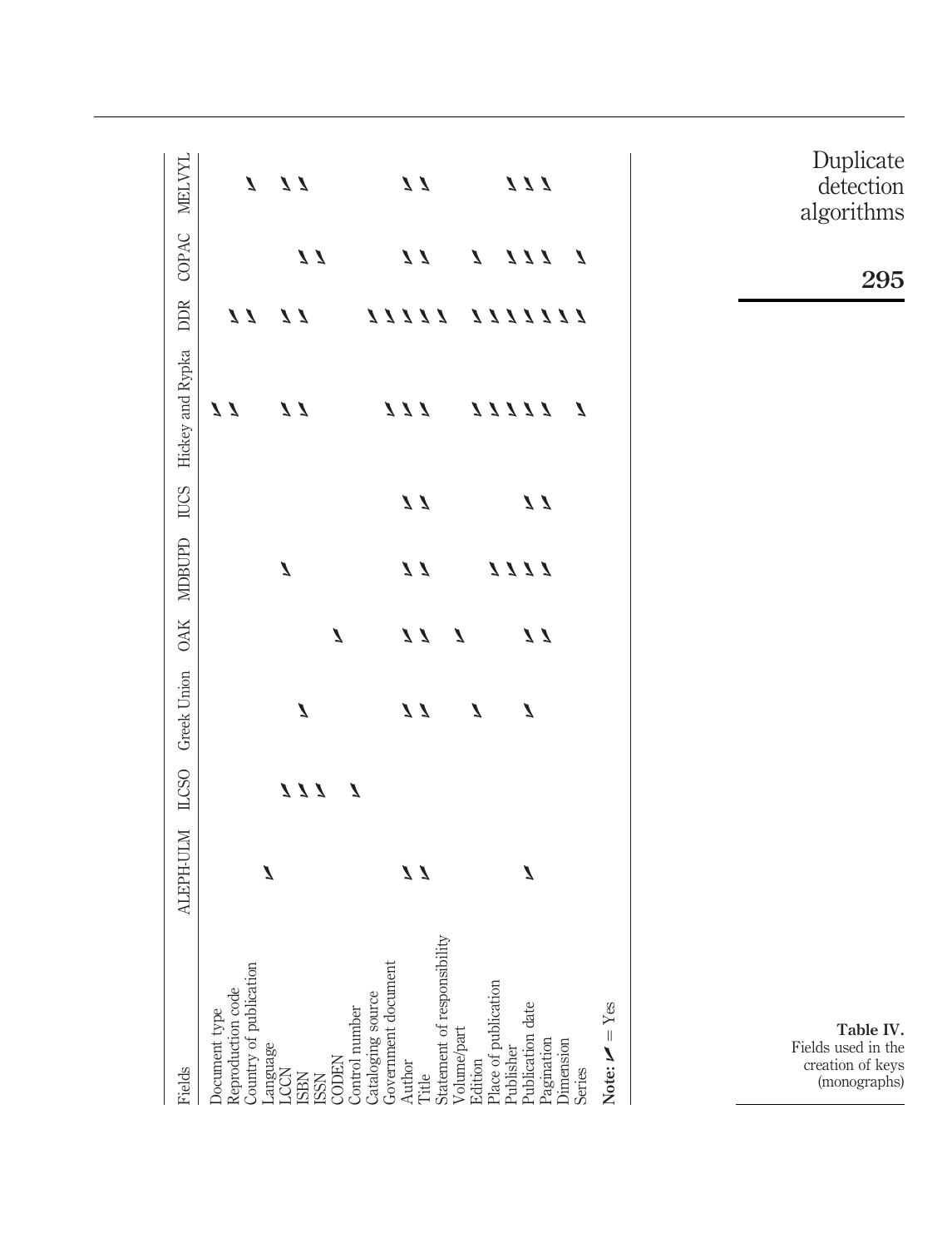**Table IV.** Fields used in the creation of keys (monographs)

| Fields | ALEPH-ULM | ILCSO | Greek Union | OAK | MDBUPD | IUCS | Hickey and Rypka | DDR | COPAC | MELVYL |
|---|---|---|---|---|---|---|---|---|---|---|
| Document type | | | | | | | ✓ | | | |
| Reproduction code | | | | | | | ✓ | ✓ | | |
| Country of publication | | | | | | | | ✓ | | ✓ |
| Language | ✓ | | | | | | | | | |
| LCCN | | ✓ | | | ✓ | | ✓ | ✓ | | ✓ |
| ISBN | | ✓ | ✓ | | | | ✓ | ✓ | ✓ | ✓ |
| ISSN | | ✓ | | | | | | | ✓ | |
| CODEN | | | | ✓ | | | | | | |
| Control number | | ✓ | | | | | | | | |
| Cataloging source | | | | | | | | | | |
| Government document | | | | | | | ✓ | ✓ | | |
| Author | ✓ | | ✓ | ✓ | ✓ | ✓ | ✓ | ✓ | ✓ | ✓ |
| Title | ✓ | | ✓ | ✓ | ✓ | ✓ | ✓ | ✓ | ✓ | ✓ |
| Statement of responsibility | | | | | | | | ✓ | | |
| Volume/part | | | | ✓ | | | | ✓ | | |
| Edition | | | ✓ | | | | ✓ | ✓ | ✓ | |
| Place of publication | | | | | ✓ | | ✓ | ✓ | ✓ | ✓ |
| Publisher | | | | ✓ | ✓ | ✓ | ✓ | ✓ | ✓ | ✓ |
| Publication date | ✓ | | ✓ | ✓ | ✓ | ✓ | ✓ | ✓ | ✓ | ✓ |
| Pagination | | | | | ✓ | | ✓ | ✓ | | |
| Dimension | | | | | | | | ✓ | ✓ | |
| Series | | | | | | | ✓ | ✓ | | |

**Note:** ✓ = Yes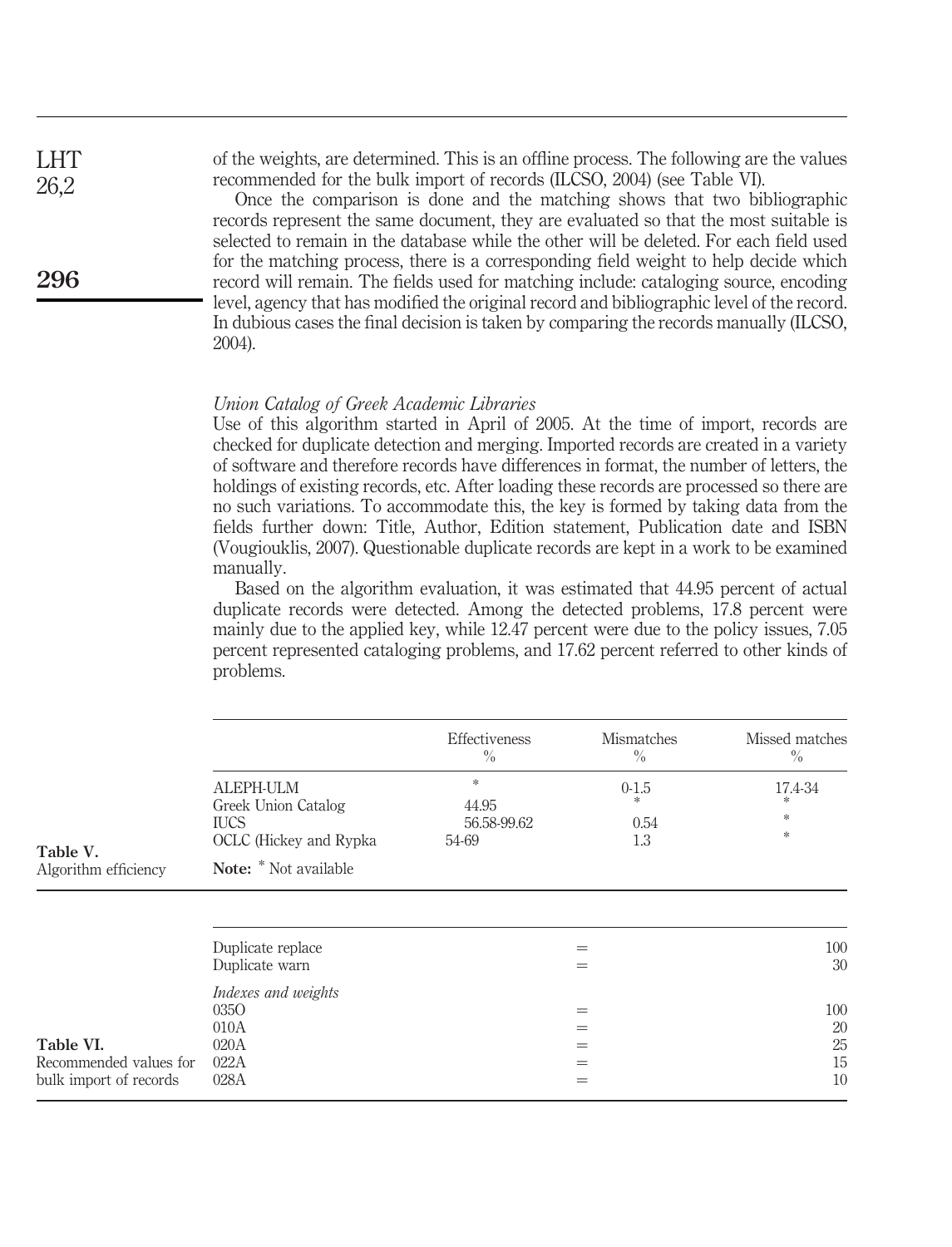of the weights, are determined. This is an offline process. The following are the values recommended for the bulk import of records (ILCSO, 2004) (see Table VI).

Once the comparison is done and the matching shows that two bibliographic records represent the same document, they are evaluated so that the most suitable is selected to remain in the database while the other will be deleted. For each field used for the matching process, there is a corresponding field weight to help decide which record will remain. The fields used for matching include: cataloging source, encoding level, agency that has modified the original record and bibliographic level of the record. In dubious cases the final decision is taken by comparing the records manually (ILCSO, 2004).

*Union Catalog of Greek Academic Libraries*

Use of this algorithm started in April of 2005. At the time of import, records are checked for duplicate detection and merging. Imported records are created in a variety of software and therefore records have differences in format, the number of letters, the holdings of existing records, etc. After loading these records are processed so there are no such variations. To accommodate this, the key is formed by taking data from the fields further down: Title, Author, Edition statement, Publication date and ISBN (Vougiouklis, 2007). Questionable duplicate records are kept in a work to be examined manually.

Based on the algorithm evaluation, it was estimated that 44.95 percent of actual duplicate records were detected. Among the detected problems, 17.8 percent were mainly due to the applied key, while 12.47 percent were due to the policy issues, 7.05 percent represented cataloging problems, and 17.62 percent referred to other kinds of problems.

**Table V.** Algorithm efficiency

| | Effectiveness % | Mismatches % | Missed matches % |
|---|---|---|---|
| ALEPH-ULM | * | 0-1.5 | 17.4-34 |
| Greek Union Catalog | 44.95 | * | * |
| IUCS | 56.58-99.62 | 0.54 | * |
| OCLC (Hickey and Rypka | 54-69 | 1.3 | * |

**Note:** * Not available

**Table VI.** Recommended values for bulk import of records

| | | |
|---|---|---|
| Duplicate replace | = | 100 |
| Duplicate warn | = | 30 |
| *Indexes and weights* | | |
| 035O | = | 100 |
| 010A | = | 20 |
| 020A | = | 25 |
| 022A | = | 15 |
| 028A | = | 10 |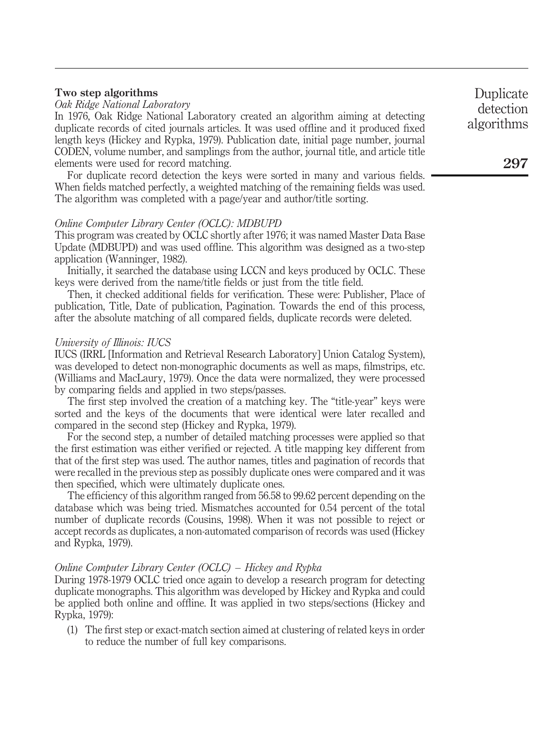### Two step algorithms

#### *Oak Ridge National Laboratory*

In 1976, Oak Ridge National Laboratory created an algorithm aiming at detecting duplicate records of cited journals articles. It was used offline and it produced fixed length keys (Hickey and Rypka, 1979). Publication date, initial page number, journal CODEN, volume number, and samplings from the author, journal title, and article title elements were used for record matching.

For duplicate record detection the keys were sorted in many and various fields. When fields matched perfectly, a weighted matching of the remaining fields was used. The algorithm was completed with a page/year and author/title sorting.

#### *Online Computer Library Center (OCLC): MDBUPD*

This program was created by OCLC shortly after 1976; it was named Master Data Base Update (MDBUPD) and was used offline. This algorithm was designed as a two-step application (Wanninger, 1982).

Initially, it searched the database using LCCN and keys produced by OCLC. These keys were derived from the name/title fields or just from the title field.

Then, it checked additional fields for verification. These were: Publisher, Place of publication, Title, Date of publication, Pagination. Towards the end of this process, after the absolute matching of all compared fields, duplicate records were deleted.

#### *University of Illinois: IUCS*

IUCS (IRRL [Information and Retrieval Research Laboratory] Union Catalog System), was developed to detect non-monographic documents as well as maps, filmstrips, etc. (Williams and MacLaury, 1979). Once the data were normalized, they were processed by comparing fields and applied in two steps/passes.

The first step involved the creation of a matching key. The "title-year" keys were sorted and the keys of the documents that were identical were later recalled and compared in the second step (Hickey and Rypka, 1979).

For the second step, a number of detailed matching processes were applied so that the first estimation was either verified or rejected. A title mapping key different from that of the first step was used. The author names, titles and pagination of records that were recalled in the previous step as possibly duplicate ones were compared and it was then specified, which were ultimately duplicate ones.

The efficiency of this algorithm ranged from 56.58 to 99.62 percent depending on the database which was being tried. Mismatches accounted for 0.54 percent of the total number of duplicate records (Cousins, 1998). When it was not possible to reject or accept records as duplicates, a non-automated comparison of records was used (Hickey and Rypka, 1979).

#### *Online Computer Library Center (OCLC) – Hickey and Rypka*

During 1978-1979 OCLC tried once again to develop a research program for detecting duplicate monographs. This algorithm was developed by Hickey and Rypka and could be applied both online and offline. It was applied in two steps/sections (Hickey and Rypka, 1979):

(1) The first step or exact-match section aimed at clustering of related keys in order to reduce the number of full key comparisons.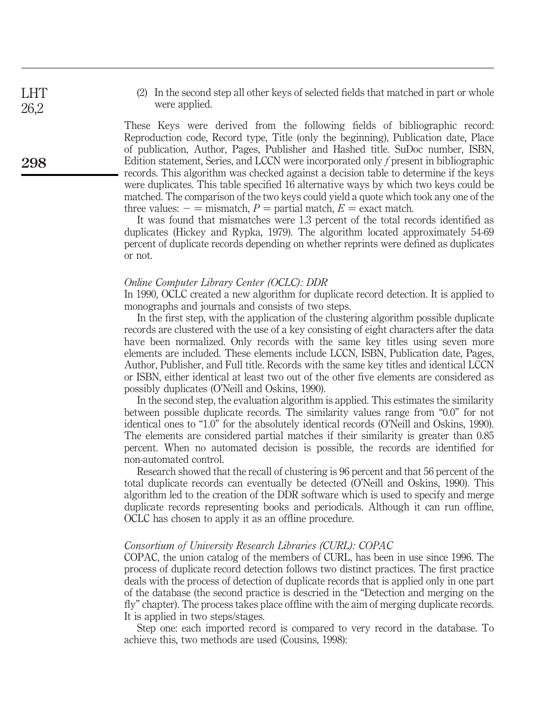(2) In the second step all other keys of selected fields that matched in part or whole were applied.

These Keys were derived from the following fields of bibliographic record: Reproduction code, Record type, Title (only the beginning), Publication date, Place of publication, Author, Pages, Publisher and Hashed title. SuDoc number, ISBN, Edition statement, Series, and LCCN were incorporated only *f* present in bibliographic records. This algorithm was checked against a decision table to determine if the keys were duplicates. This table specified 16 alternative ways by which two keys could be matched. The comparison of the two keys could yield a quote which took any one of the three values: $-$ = mismatch, $P$ = partial match, $E$ = exact match.

It was found that mismatches were 1.3 percent of the total records identified as duplicates (Hickey and Rypka, 1979). The algorithm located approximately 54-69 percent of duplicate records depending on whether reprints were defined as duplicates or not.

*Online Computer Library Center (OCLC): DDR*

In 1990, OCLC created a new algorithm for duplicate record detection. It is applied to monographs and journals and consists of two steps.

In the first step, with the application of the clustering algorithm possible duplicate records are clustered with the use of a key consisting of eight characters after the data have been normalized. Only records with the same key titles using seven more elements are included. These elements include LCCN, ISBN, Publication date, Pages, Author, Publisher, and Full title. Records with the same key titles and identical LCCN or ISBN, either identical at least two out of the other five elements are considered as possibly duplicates (O'Neill and Oskins, 1990).

In the second step, the evaluation algorithm is applied. This estimates the similarity between possible duplicate records. The similarity values range from "0.0" for not identical ones to "1.0" for the absolutely identical records (O'Neill and Oskins, 1990). The elements are considered partial matches if their similarity is greater than 0.85 percent. When no automated decision is possible, the records are identified for non-automated control.

Research showed that the recall of clustering is 96 percent and that 56 percent of the total duplicate records can eventually be detected (O'Neill and Oskins, 1990). This algorithm led to the creation of the DDR software which is used to specify and merge duplicate records representing books and periodicals. Although it can run offline, OCLC has chosen to apply it as an offline procedure.

*Consortium of University Research Libraries (CURL): COPAC*

COPAC, the union catalog of the members of CURL, has been in use since 1996. The process of duplicate record detection follows two distinct practices. The first practice deals with the process of detection of duplicate records that is applied only in one part of the database (the second practice is descried in the "Detection and merging on the fly" chapter). The process takes place offline with the aim of merging duplicate records. It is applied in two steps/stages.

Step one: each imported record is compared to very record in the database. To achieve this, two methods are used (Cousins, 1998):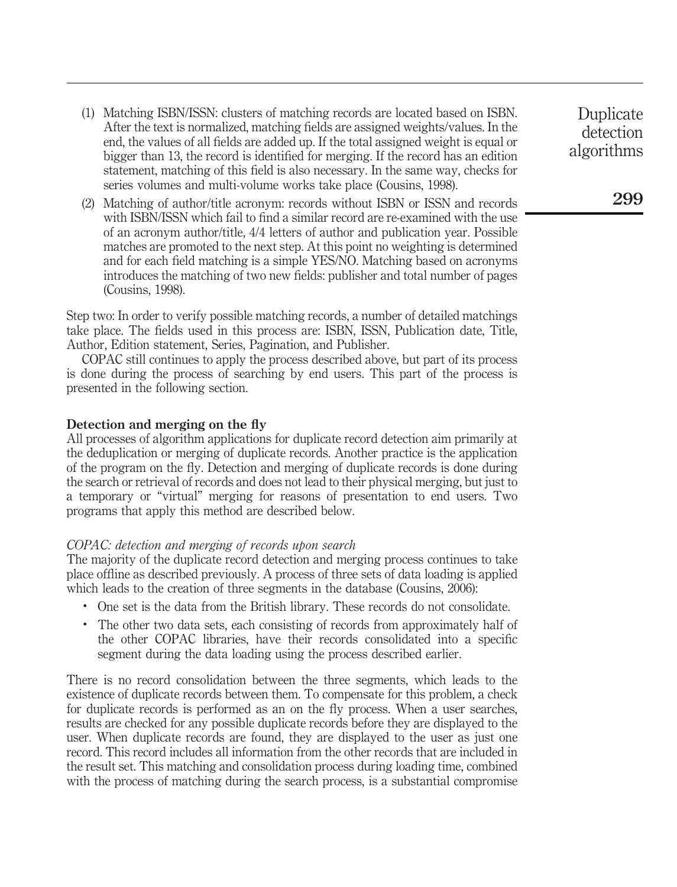(1) Matching ISBN/ISSN: clusters of matching records are located based on ISBN. After the text is normalized, matching fields are assigned weights/values. In the end, the values of all fields are added up. If the total assigned weight is equal or bigger than 13, the record is identified for merging. If the record has an edition statement, matching of this field is also necessary. In the same way, checks for series volumes and multi-volume works take place (Cousins, 1998).

(2) Matching of author/title acronym: records without ISBN or ISSN and records with ISBN/ISSN which fail to find a similar record are re-examined with the use of an acronym author/title, 4/4 letters of author and publication year. Possible matches are promoted to the next step. At this point no weighting is determined and for each field matching is a simple YES/NO. Matching based on acronyms introduces the matching of two new fields: publisher and total number of pages (Cousins, 1998).

Step two: In order to verify possible matching records, a number of detailed matchings take place. The fields used in this process are: ISBN, ISSN, Publication date, Title, Author, Edition statement, Series, Pagination, and Publisher.

COPAC still continues to apply the process described above, but part of its process is done during the process of searching by end users. This part of the process is presented in the following section.

### Detection and merging on the fly

All processes of algorithm applications for duplicate record detection aim primarily at the deduplication or merging of duplicate records. Another practice is the application of the program on the fly. Detection and merging of duplicate records is done during the search or retrieval of records and does not lead to their physical merging, but just to a temporary or "virtual" merging for reasons of presentation to end users. Two programs that apply this method are described below.

#### *COPAC: detection and merging of records upon search*

The majority of the duplicate record detection and merging process continues to take place offline as described previously. A process of three sets of data loading is applied which leads to the creation of three segments in the database (Cousins, 2006):

- One set is the data from the British library. These records do not consolidate.
- The other two data sets, each consisting of records from approximately half of the other COPAC libraries, have their records consolidated into a specific segment during the data loading using the process described earlier.

There is no record consolidation between the three segments, which leads to the existence of duplicate records between them. To compensate for this problem, a check for duplicate records is performed as an on the fly process. When a user searches, results are checked for any possible duplicate records before they are displayed to the user. When duplicate records are found, they are displayed to the user as just one record. This record includes all information from the other records that are included in the result set. This matching and consolidation process during loading time, combined with the process of matching during the search process, is a substantial compromise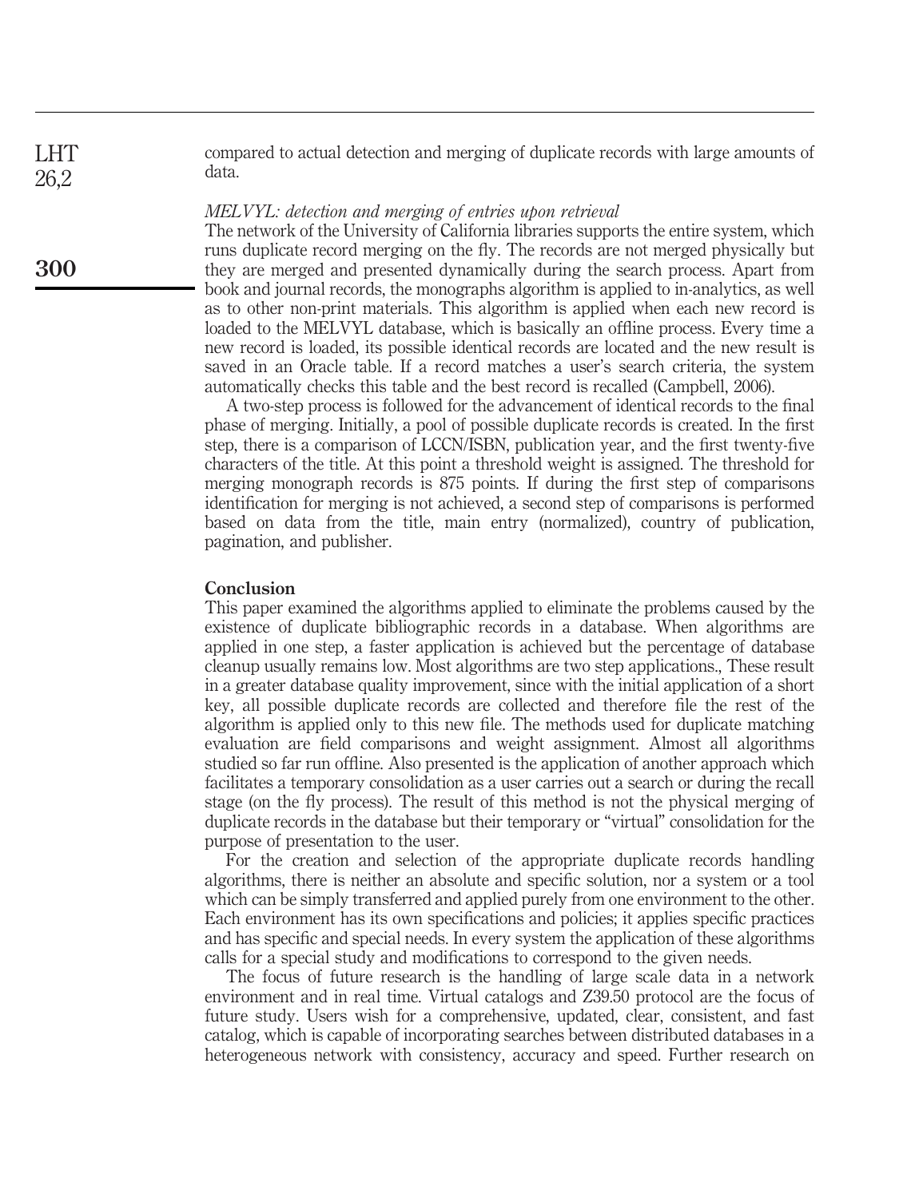compared to actual detection and merging of duplicate records with large amounts of data.

*MELVYL: detection and merging of entries upon retrieval*

The network of the University of California libraries supports the entire system, which runs duplicate record merging on the fly. The records are not merged physically but they are merged and presented dynamically during the search process. Apart from book and journal records, the monographs algorithm is applied to in-analytics, as well as to other non-print materials. This algorithm is applied when each new record is loaded to the MELVYL database, which is basically an offline process. Every time a new record is loaded, its possible identical records are located and the new result is saved in an Oracle table. If a record matches a user's search criteria, the system automatically checks this table and the best record is recalled (Campbell, 2006).

A two-step process is followed for the advancement of identical records to the final phase of merging. Initially, a pool of possible duplicate records is created. In the first step, there is a comparison of LCCN/ISBN, publication year, and the first twenty-five characters of the title. At this point a threshold weight is assigned. The threshold for merging monograph records is 875 points. If during the first step of comparisons identification for merging is not achieved, a second step of comparisons is performed based on data from the title, main entry (normalized), country of publication, pagination, and publisher.

## Conclusion

This paper examined the algorithms applied to eliminate the problems caused by the existence of duplicate bibliographic records in a database. When algorithms are applied in one step, a faster application is achieved but the percentage of database cleanup usually remains low. Most algorithms are two step applications., These result in a greater database quality improvement, since with the initial application of a short key, all possible duplicate records are collected and therefore file the rest of the algorithm is applied only to this new file. The methods used for duplicate matching evaluation are field comparisons and weight assignment. Almost all algorithms studied so far run offline. Also presented is the application of another approach which facilitates a temporary consolidation as a user carries out a search or during the recall stage (on the fly process). The result of this method is not the physical merging of duplicate records in the database but their temporary or "virtual" consolidation for the purpose of presentation to the user.

For the creation and selection of the appropriate duplicate records handling algorithms, there is neither an absolute and specific solution, nor a system or a tool which can be simply transferred and applied purely from one environment to the other. Each environment has its own specifications and policies; it applies specific practices and has specific and special needs. In every system the application of these algorithms calls for a special study and modifications to correspond to the given needs.

The focus of future research is the handling of large scale data in a network environment and in real time. Virtual catalogs and Z39.50 protocol are the focus of future study. Users wish for a comprehensive, updated, clear, consistent, and fast catalog, which is capable of incorporating searches between distributed databases in a heterogeneous network with consistency, accuracy and speed. Further research on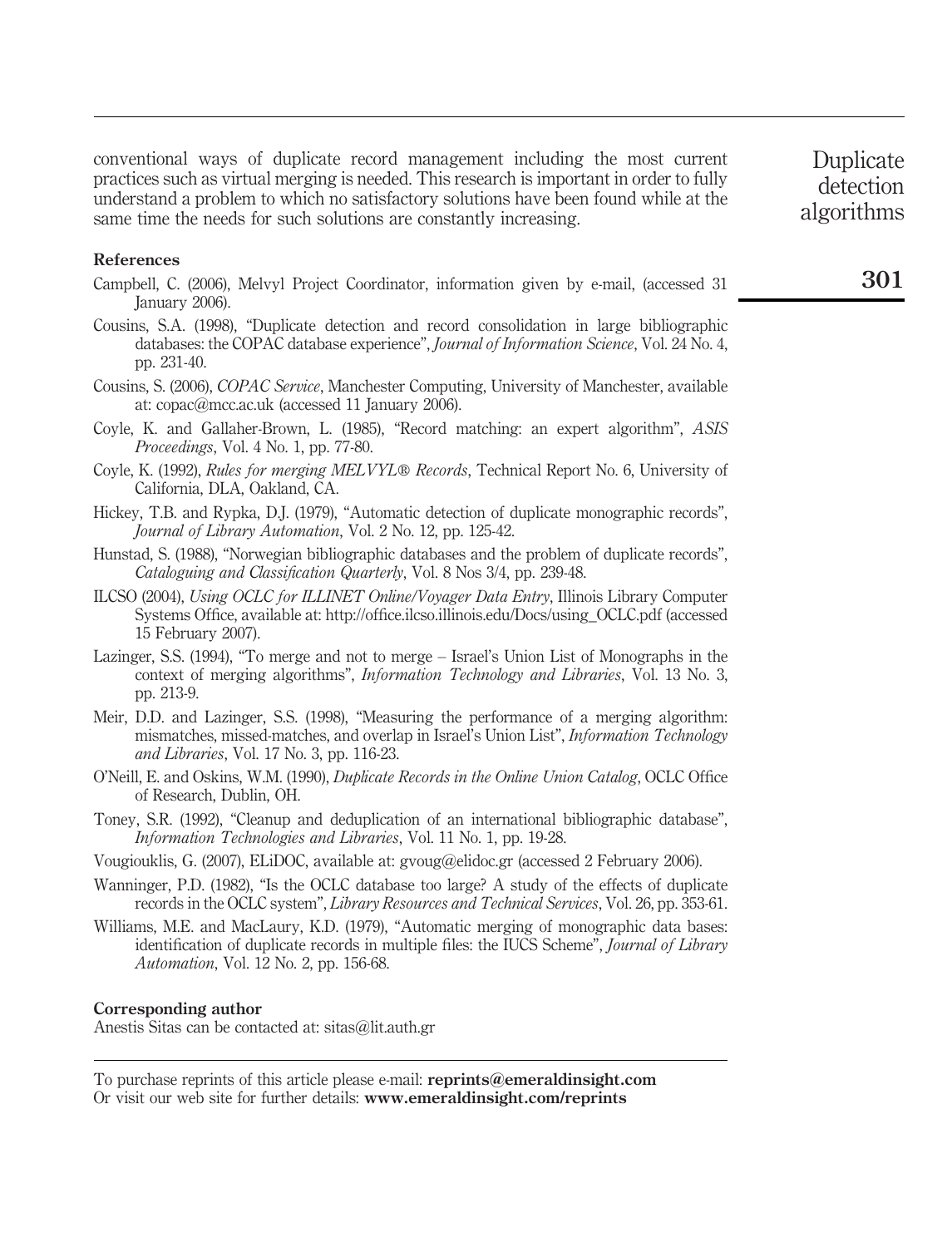conventional ways of duplicate record management including the most current practices such as virtual merging is needed. This research is important in order to fully understand a problem to which no satisfactory solutions have been found while at the same time the needs for such solutions are constantly increasing.

## References

Campbell, C. (2006), Melvyl Project Coordinator, information given by e-mail, (accessed 31 January 2006).

Cousins, S.A. (1998), "Duplicate detection and record consolidation in large bibliographic databases: the COPAC database experience", *Journal of Information Science*, Vol. 24 No. 4, pp. 231-40.

Cousins, S. (2006), *COPAC Service*, Manchester Computing, University of Manchester, available at: copac@mcc.ac.uk (accessed 11 January 2006).

Coyle, K. and Gallaher-Brown, L. (1985), "Record matching: an expert algorithm", *ASIS Proceedings*, Vol. 4 No. 1, pp. 77-80.

Coyle, K. (1992), *Rules for merging MELVYL® Records*, Technical Report No. 6, University of California, DLA, Oakland, CA.

Hickey, T.B. and Rypka, D.J. (1979), "Automatic detection of duplicate monographic records", *Journal of Library Automation*, Vol. 2 No. 12, pp. 125-42.

Hunstad, S. (1988), "Norwegian bibliographic databases and the problem of duplicate records", *Cataloguing and Classification Quarterly*, Vol. 8 Nos 3/4, pp. 239-48.

ILCSO (2004), *Using OCLC for ILLINET Online/Voyager Data Entry*, Illinois Library Computer Systems Office, available at: http://office.ilcso.illinois.edu/Docs/using_OCLC.pdf (accessed 15 February 2007).

Lazinger, S.S. (1994), "To merge and not to merge – Israel's Union List of Monographs in the context of merging algorithms", *Information Technology and Libraries*, Vol. 13 No. 3, pp. 213-9.

Meir, D.D. and Lazinger, S.S. (1998), "Measuring the performance of a merging algorithm: mismatches, missed-matches, and overlap in Israel's Union List", *Information Technology and Libraries*, Vol. 17 No. 3, pp. 116-23.

O'Neill, E. and Oskins, W.M. (1990), *Duplicate Records in the Online Union Catalog*, OCLC Office of Research, Dublin, OH.

Toney, S.R. (1992), "Cleanup and deduplication of an international bibliographic database", *Information Technologies and Libraries*, Vol. 11 No. 1, pp. 19-28.

Vougiouklis, G. (2007), ELiDOC, available at: gvoug@elidoc.gr (accessed 2 February 2006).

Wanninger, P.D. (1982), "Is the OCLC database too large? A study of the effects of duplicate records in the OCLC system", *Library Resources and Technical Services*, Vol. 26, pp. 353-61.

Williams, M.E. and MacLaury, K.D. (1979), "Automatic merging of monographic data bases: identification of duplicate records in multiple files: the IUCS Scheme", *Journal of Library Automation*, Vol. 12 No. 2, pp. 156-68.

**Corresponding author**

Anestis Sitas can be contacted at: sitas@lit.auth.gr

To purchase reprints of this article please e-mail: **reprints@emeraldinsight.com**
Or visit our web site for further details: **www.emeraldinsight.com/reprints**